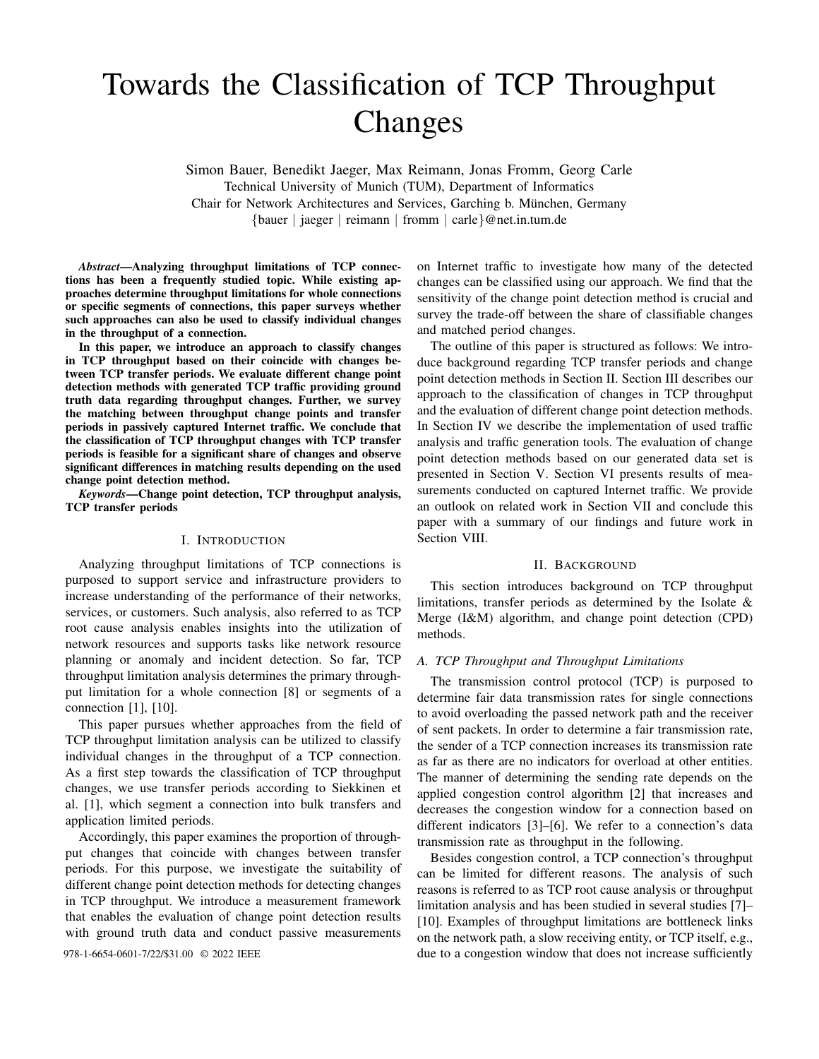# Towards the Classification of TCP Throughput Changes

Simon Bauer, Benedikt Jaeger, Max Reimann, Jonas Fromm, Georg Carle
Technical University of Munich (TUM), Department of Informatics
Chair for Network Architectures and Services, Garching b. München, Germany
{bauer | jaeger | reimann | fromm | carle}@net.in.tum.de

***Abstract*—Analyzing throughput limitations of TCP connections has been a frequently studied topic. While existing approaches determine throughput limitations for whole connections or specific segments of connections, this paper surveys whether such approaches can also be used to classify individual changes in the throughput of a connection.**

**In this paper, we introduce an approach to classify changes in TCP throughput based on their coincide with changes between TCP transfer periods. We evaluate different change point detection methods with generated TCP traffic providing ground truth data regarding throughput changes. Further, we survey the matching between throughput change points and transfer periods in passively captured Internet traffic. We conclude that the classification of TCP throughput changes with TCP transfer periods is feasible for a significant share of changes and observe significant differences in matching results depending on the used change point detection method.**

***Keywords*—Change point detection, TCP throughput analysis, TCP transfer periods**

## I. Introduction

Analyzing throughput limitations of TCP connections is purposed to support service and infrastructure providers to increase understanding of the performance of their networks, services, or customers. Such analysis, also referred to as TCP root cause analysis enables insights into the utilization of network resources and supports tasks like network resource planning or anomaly and incident detection. So far, TCP throughput limitation analysis determines the primary throughput limitation for a whole connection [8] or segments of a connection [1], [10].

This paper pursues whether approaches from the field of TCP throughput limitation analysis can be utilized to classify individual changes in the throughput of a TCP connection. As a first step towards the classification of TCP throughput changes, we use transfer periods according to Siekkinen et al. [1], which segment a connection into bulk transfers and application limited periods.

Accordingly, this paper examines the proportion of throughput changes that coincide with changes between transfer periods. For this purpose, we investigate the suitability of different change point detection methods for detecting changes in TCP throughput. We introduce a measurement framework that enables the evaluation of change point detection results with ground truth data and conduct passive measurements on Internet traffic to investigate how many of the detected changes can be classified using our approach. We find that the sensitivity of the change point detection method is crucial and survey the trade-off between the share of classifiable changes and matched period changes.

The outline of this paper is structured as follows: We introduce background regarding TCP transfer periods and change point detection methods in Section II. Section III describes our approach to the classification of changes in TCP throughput and the evaluation of different change point detection methods. In Section IV we describe the implementation of used traffic analysis and traffic generation tools. The evaluation of change point detection methods based on our generated data set is presented in Section V. Section VI presents results of measurements conducted on captured Internet traffic. We provide an outlook on related work in Section VII and conclude this paper with a summary of our findings and future work in Section VIII.

## II. Background

This section introduces background on TCP throughput limitations, transfer periods as determined by the Isolate & Merge (I&M) algorithm, and change point detection (CPD) methods.

### A. TCP Throughput and Throughput Limitations

The transmission control protocol (TCP) is purposed to determine fair data transmission rates for single connections to avoid overloading the passed network path and the receiver of sent packets. In order to determine a fair transmission rate, the sender of a TCP connection increases its transmission rate as far as there are no indicators for overload at other entities. The manner of determining the sending rate depends on the applied congestion control algorithm [2] that increases and decreases the congestion window for a connection based on different indicators [3]–[6]. We refer to a connection's data transmission rate as throughput in the following.

Besides congestion control, a TCP connection's throughput can be limited for different reasons. The analysis of such reasons is referred to as TCP root cause analysis or throughput limitation analysis and has been studied in several studies [7]–[10]. Examples of throughput limitations are bottleneck links on the network path, a slow receiving entity, or TCP itself, e.g., due to a congestion window that does not increase sufficiently

978-1-6654-0601-7/22/$31.00 © 2022 IEEE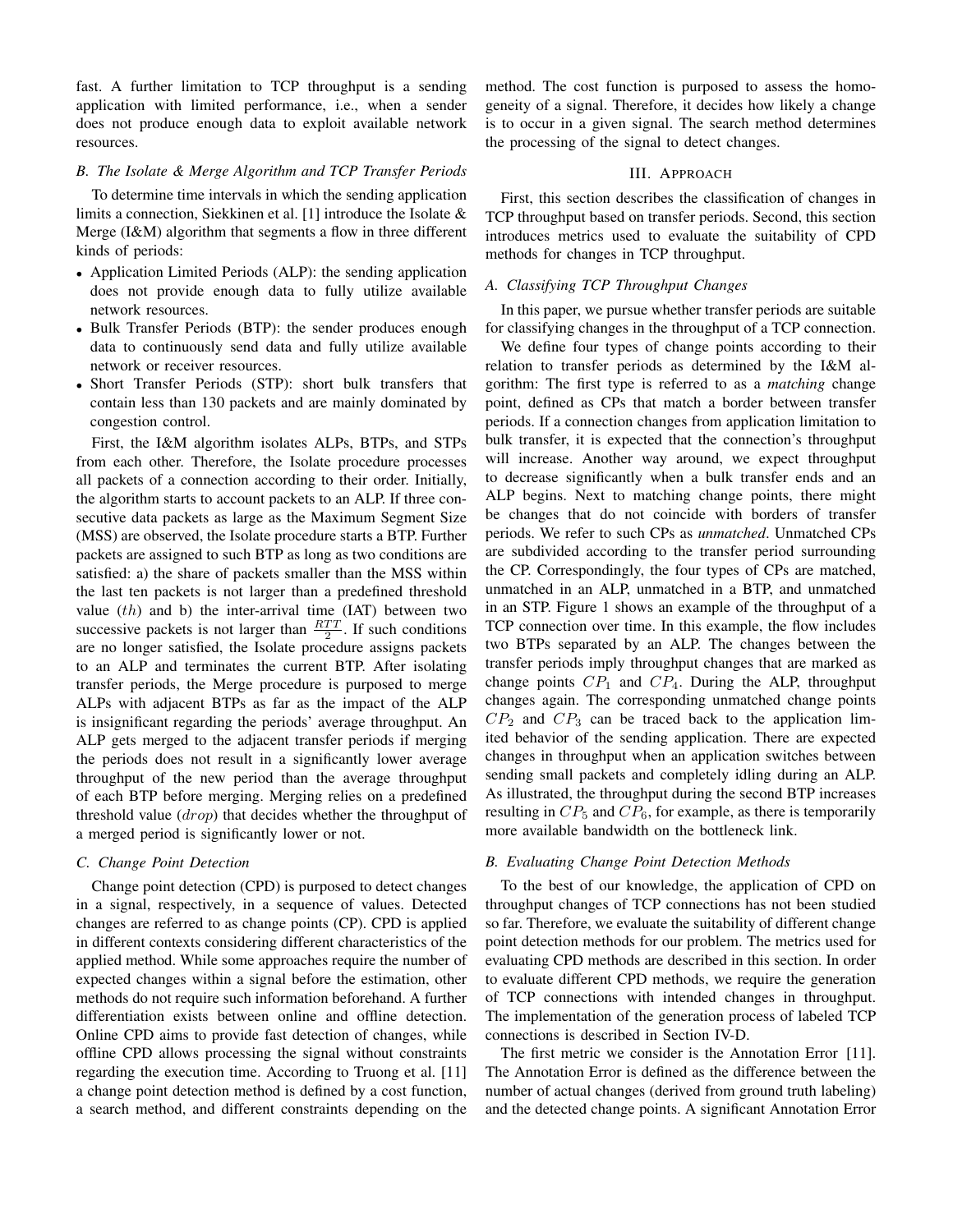fast. A further limitation to TCP throughput is a sending application with limited performance, i.e., when a sender does not produce enough data to exploit available network resources.

### B. The Isolate & Merge Algorithm and TCP Transfer Periods

To determine time intervals in which the sending application limits a connection, Siekkinen et al. [1] introduce the Isolate & Merge (I&M) algorithm that segments a flow in three different kinds of periods:

- Application Limited Periods (ALP): the sending application does not provide enough data to fully utilize available network resources.
- Bulk Transfer Periods (BTP): the sender produces enough data to continuously send data and fully utilize available network or receiver resources.
- Short Transfer Periods (STP): short bulk transfers that contain less than 130 packets and are mainly dominated by congestion control.

First, the I&M algorithm isolates ALPs, BTPs, and STPs from each other. Therefore, the Isolate procedure processes all packets of a connection according to their order. Initially, the algorithm starts to account packets to an ALP. If three consecutive data packets as large as the Maximum Segment Size (MSS) are observed, the Isolate procedure starts a BTP. Further packets are assigned to such BTP as long as two conditions are satisfied: a) the share of packets smaller than the MSS within the last ten packets is not larger than a predefined threshold value ($th$) and b) the inter-arrival time (IAT) between two successive packets is not larger than $\frac{RTT}{2}$. If such conditions are no longer satisfied, the Isolate procedure assigns packets to an ALP and terminates the current BTP. After isolating transfer periods, the Merge procedure is purposed to merge ALPs with adjacent BTPs as far as the impact of the ALP is insignificant regarding the periods' average throughput. An ALP gets merged to the adjacent transfer periods if merging the periods does not result in a significantly lower average throughput of the new period than the average throughput of each BTP before merging. Merging relies on a predefined threshold value ($drop$) that decides whether the throughput of a merged period is significantly lower or not.

### C. Change Point Detection

Change point detection (CPD) is purposed to detect changes in a signal, respectively, in a sequence of values. Detected changes are referred to as change points (CP). CPD is applied in different contexts considering different characteristics of the applied method. While some approaches require the number of expected changes within a signal before the estimation, other methods do not require such information beforehand. A further differentiation exists between online and offline detection. Online CPD aims to provide fast detection of changes, while offline CPD allows processing the signal without constraints regarding the execution time. According to Truong et al. [11] a change point detection method is defined by a cost function, a search method, and different constraints depending on the method. The cost function is purposed to assess the homogeneity of a signal. Therefore, it decides how likely a change is to occur in a given signal. The search method determines the processing of the signal to detect changes.

## III. Approach

First, this section describes the classification of changes in TCP throughput based on transfer periods. Second, this section introduces metrics used to evaluate the suitability of CPD methods for changes in TCP throughput.

### A. Classifying TCP Throughput Changes

In this paper, we pursue whether transfer periods are suitable for classifying changes in the throughput of a TCP connection.

We define four types of change points according to their relation to transfer periods as determined by the I&M algorithm: The first type is referred to as a *matching* change point, defined as CPs that match a border between transfer periods. If a connection changes from application limitation to bulk transfer, it is expected that the connection's throughput will increase. Another way around, we expect throughput to decrease significantly when a bulk transfer ends and an ALP begins. Next to matching change points, there might be changes that do not coincide with borders of transfer periods. We refer to such CPs as *unmatched*. Unmatched CPs are subdivided according to the transfer period surrounding the CP. Correspondingly, the four types of CPs are matched, unmatched in an ALP, unmatched in a BTP, and unmatched in an STP. Figure 1 shows an example of the throughput of a TCP connection over time. In this example, the flow includes two BTPs separated by an ALP. The changes between the transfer periods imply throughput changes that are marked as change points $CP_1$ and $CP_4$. During the ALP, throughput changes again. The corresponding unmatched change points $CP_2$ and $CP_3$ can be traced back to the application limited behavior of the sending application. There are expected changes in throughput when an application switches between sending small packets and completely idling during an ALP. As illustrated, the throughput during the second BTP increases resulting in $CP_5$ and $CP_6$, for example, as there is temporarily more available bandwidth on the bottleneck link.

### B. Evaluating Change Point Detection Methods

To the best of our knowledge, the application of CPD on throughput changes of TCP connections has not been studied so far. Therefore, we evaluate the suitability of different change point detection methods for our problem. The metrics used for evaluating CPD methods are described in this section. In order to evaluate different CPD methods, we require the generation of TCP connections with intended changes in throughput. The implementation of the generation process of labeled TCP connections is described in Section IV-D.

The first metric we consider is the Annotation Error [11]. The Annotation Error is defined as the difference between the number of actual changes (derived from ground truth labeling) and the detected change points. A significant Annotation Error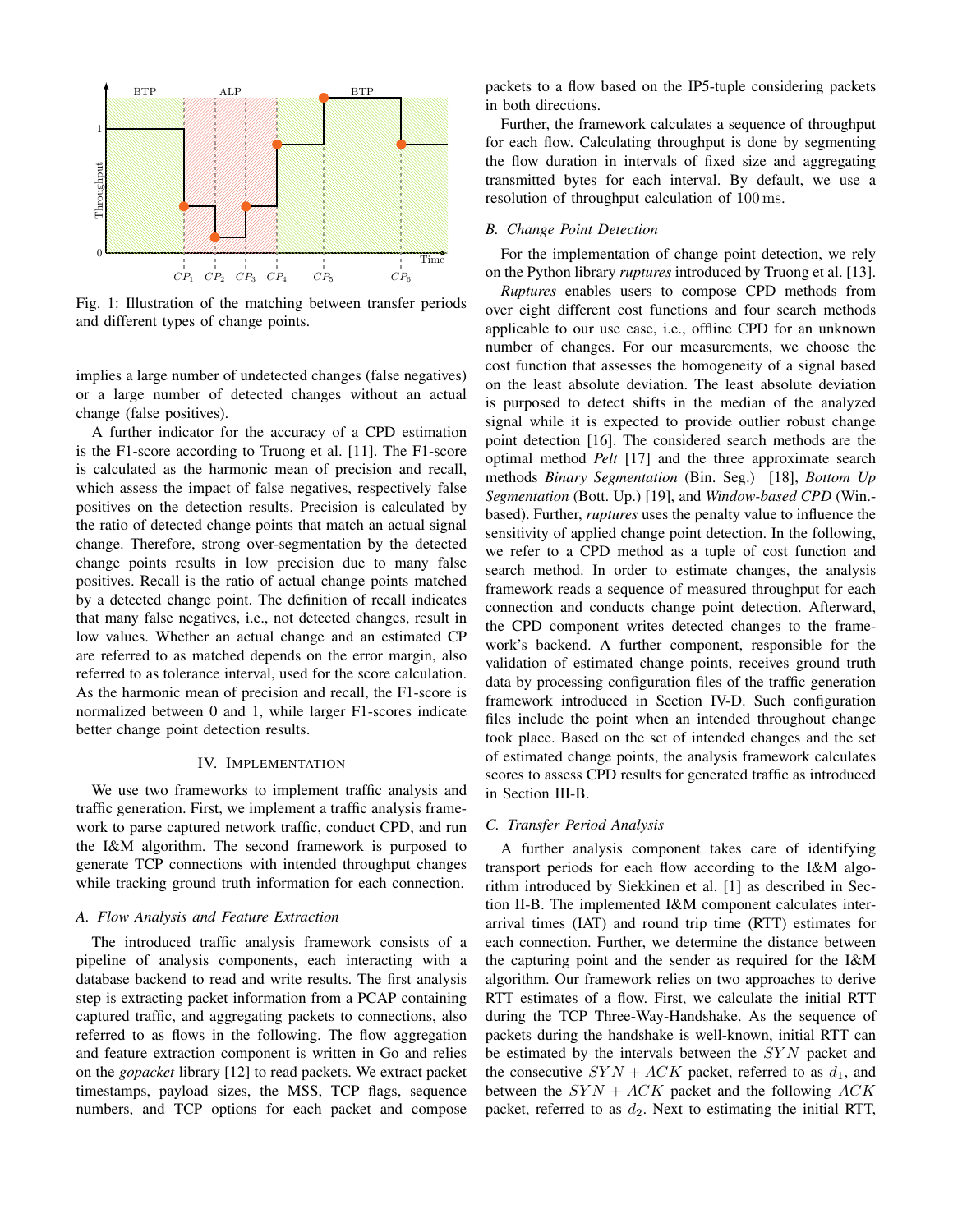Fig. 1: Illustration of the matching between transfer periods and different types of change points.

implies a large number of undetected changes (false negatives) or a large number of detected changes without an actual change (false positives).

A further indicator for the accuracy of a CPD estimation is the F1-score according to Truong et al. [11]. The F1-score is calculated as the harmonic mean of precision and recall, which assess the impact of false negatives, respectively false positives on the detection results. Precision is calculated by the ratio of detected change points that match an actual signal change. Therefore, strong over-segmentation by the detected change points results in low precision due to many false positives. Recall is the ratio of actual change points matched by a detected change point. The definition of recall indicates that many false negatives, i.e., not detected changes, result in low values. Whether an actual change and an estimated CP are referred to as matched depends on the error margin, also referred to as tolerance interval, used for the score calculation. As the harmonic mean of precision and recall, the F1-score is normalized between 0 and 1, while larger F1-scores indicate better change point detection results.

## IV. Implementation

We use two frameworks to implement traffic analysis and traffic generation. First, we implement a traffic analysis framework to parse captured network traffic, conduct CPD, and run the I&M algorithm. The second framework is purposed to generate TCP connections with intended throughput changes while tracking ground truth information for each connection.

### A. Flow Analysis and Feature Extraction

The introduced traffic analysis framework consists of a pipeline of analysis components, each interacting with a database backend to read and write results. The first analysis step is extracting packet information from a PCAP containing captured traffic, and aggregating packets to connections, also referred to as flows in the following. The flow aggregation and feature extraction component is written in Go and relies on the *gopacket* library [12] to read packets. We extract packet timestamps, payload sizes, the MSS, TCP flags, sequence numbers, and TCP options for each packet and compose packets to a flow based on the IP5-tuple considering packets in both directions.

Further, the framework calculates a sequence of throughput for each flow. Calculating throughput is done by segmenting the flow duration in intervals of fixed size and aggregating transmitted bytes for each interval. By default, we use a resolution of throughput calculation of $100\,\mathrm{ms}$.

### B. Change Point Detection

For the implementation of change point detection, we rely on the Python library *ruptures* introduced by Truong et al. [13]. *Ruptures* enables users to compose CPD methods from over eight different cost functions and four search methods applicable to our use case, i.e., offline CPD for an unknown number of changes. For our measurements, we choose the cost function that assesses the homogeneity of a signal based on the least absolute deviation. The least absolute deviation is purposed to detect shifts in the median of the analyzed signal while it is expected to provide outlier robust change point detection [16]. The considered search methods are the optimal method *Pelt* [17] and the three approximate search methods *Binary Segmentation* (Bin. Seg.) [18], *Bottom Up Segmentation* (Bott. Up.) [19], and *Window-based CPD* (Win.-based). Further, *ruptures* uses the penalty value to influence the sensitivity of applied change point detection. In the following, we refer to a CPD method as a tuple of cost function and search method. In order to estimate changes, the analysis framework reads a sequence of measured throughput for each connection and conducts change point detection. Afterward, the CPD component writes detected changes to the framework's backend. A further component, responsible for the validation of estimated change points, receives ground truth data by processing configuration files of the traffic generation framework introduced in Section IV-D. Such configuration files include the point when an intended throughput change took place. Based on the set of intended changes and the set of estimated change points, the analysis framework calculates scores to assess CPD results for generated traffic as introduced in Section III-B.

### C. Transfer Period Analysis

A further analysis component takes care of identifying transport periods for each flow according to the I&M algorithm introduced by Siekkinen et al. [1] as described in Section II-B. The implemented I&M component calculates inter-arrival times (IAT) and round trip time (RTT) estimates for each connection. Further, we determine the distance between the capturing point and the sender as required for the I&M algorithm. Our framework relies on two approaches to derive RTT estimates of a flow. First, we calculate the initial RTT during the TCP Three-Way-Handshake. As the sequence of packets during the handshake is well-known, initial RTT can be estimated by the intervals between the $SYN$ packet and the consecutive $SYN+ACK$ packet, referred to as $d_1$, and between the $SYN+ACK$ packet and the following $ACK$ packet, referred to as $d_2$. Next to estimating the initial RTT,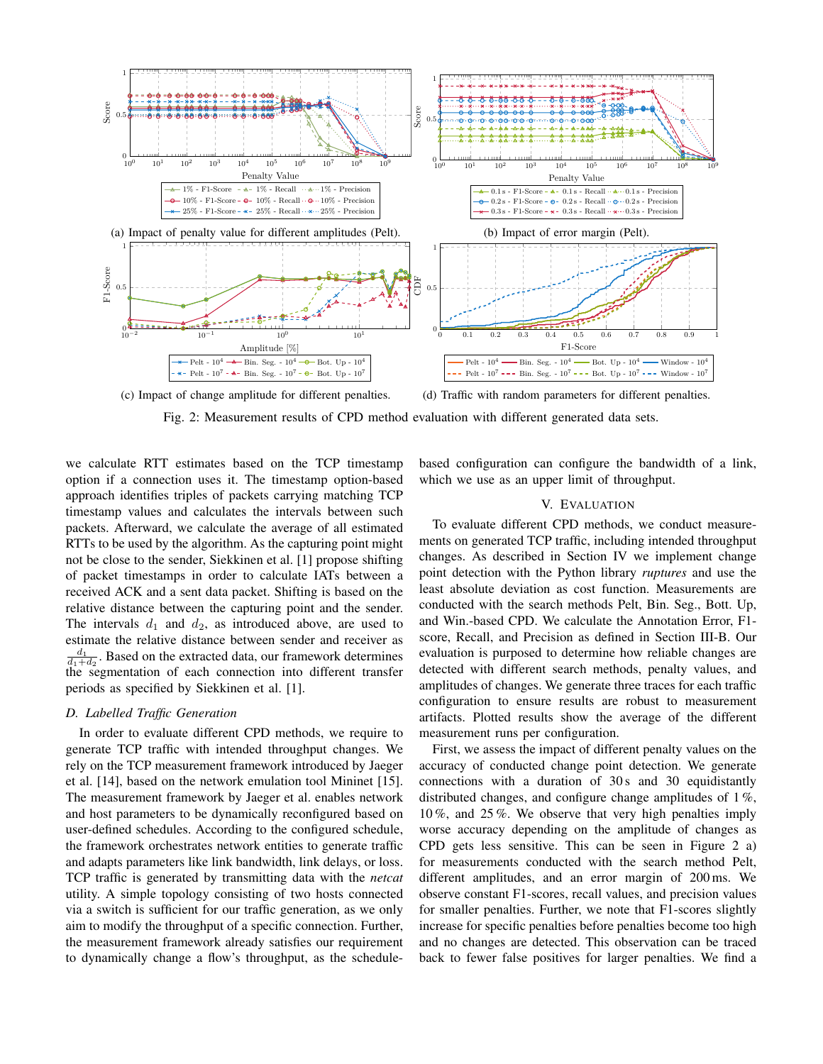(a) Impact of penalty value for different amplitudes (Pelt).

(b) Impact of error margin (Pelt).

(c) Impact of change amplitude for different penalties.

(d) Traffic with random parameters for different penalties.

Fig. 2: Measurement results of CPD method evaluation with different generated data sets.

we calculate RTT estimates based on the TCP timestamp option if a connection uses it. The timestamp option-based approach identifies triples of packets carrying matching TCP timestamp values and calculates the intervals between such packets. Afterward, we calculate the average of all estimated RTTs to be used by the algorithm. As the capturing point might not be close to the sender, Siekkinen et al. [1] propose shifting of packet timestamps in order to calculate IATs between a received ACK and a sent data packet. Shifting is based on the relative distance between the capturing point and the sender. The intervals $d_1$ and $d_2$, as introduced above, are used to estimate the relative distance between sender and receiver as $\frac{d_1}{d_1+d_2}$. Based on the extracted data, our framework determines the segmentation of each connection into different transfer periods as specified by Siekkinen et al. [1].

### D. Labelled Traffic Generation

In order to evaluate different CPD methods, we require to generate TCP traffic with intended throughput changes. We rely on the TCP measurement framework introduced by Jaeger et al. [14], based on the network emulation tool Mininet [15]. The measurement framework by Jaeger et al. enables network and host parameters to be dynamically reconfigured based on user-defined schedules. According to the configured schedule, the framework orchestrates network entities to generate traffic and adapts parameters like link bandwidth, link delays, or loss. TCP traffic is generated by transmitting data with the *netcat* utility. A simple topology consisting of two hosts connected via a switch is sufficient for our traffic generation, as we only aim to modify the throughput of a specific connection. Further, the measurement framework already satisfies our requirement to dynamically change a flow's throughput, as the schedule-based configuration can configure the bandwidth of a link, which we use as an upper limit of throughput.

## V. Evaluation

To evaluate different CPD methods, we conduct measurements on generated TCP traffic, including intended throughput changes. As described in Section IV we implement change point detection with the Python library *ruptures* and use the least absolute deviation as cost function. Measurements are conducted with the search methods Pelt, Bin. Seg., Bott. Up, and Win.-based CPD. We calculate the Annotation Error, F1-score, Recall, and Precision as defined in Section III-B. Our evaluation is purposed to determine how reliable changes are detected with different search methods, penalty values, and amplitudes of changes. We generate three traces for each traffic configuration to ensure results are robust to measurement artifacts. Plotted results show the average of the different measurement runs per configuration.

First, we assess the impact of different penalty values on the accuracy of conducted change point detection. We generate connections with a duration of 30 s and 30 equidistantly distributed changes, and configure change amplitudes of 1 %, 10 %, and 25 %. We observe that very high penalties imply worse accuracy depending on the amplitude of changes as CPD gets less sensitive. This can be seen in Figure 2 a) for measurements conducted with the search method Pelt, different amplitudes, and an error margin of 200 ms. We observe constant F1-scores, recall values, and precision values for smaller penalties. Further, we note that F1-scores slightly increase for specific penalties before penalties become too high and no changes are detected. This observation can be traced back to fewer false positives for larger penalties. We find a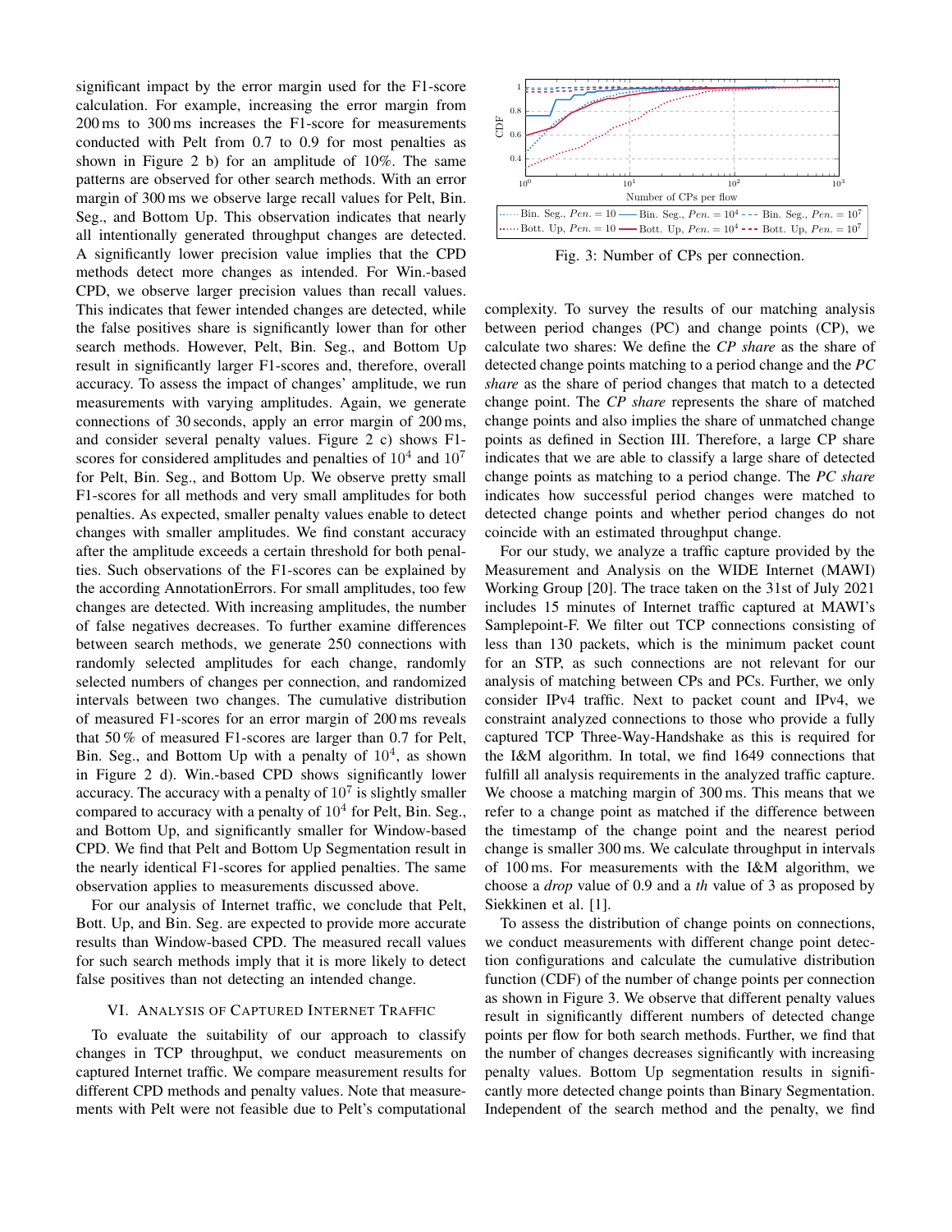significant impact by the error margin used for the F1-score calculation. For example, increasing the error margin from 200 ms to 300 ms increases the F1-score for measurements conducted with Pelt from 0.7 to 0.9 for most penalties as shown in Figure 2 b) for an amplitude of 10%. The same patterns are observed for other search methods. With an error margin of 300 ms we observe large recall values for Pelt, Bin. Seg., and Bottom Up. This observation indicates that nearly all intentionally generated throughput changes are detected. A significantly lower precision value implies that the CPD methods detect more changes as intended. For Win.-based CPD, we observe larger precision values than recall values. This indicates that fewer intended changes are detected, while the false positives share is significantly lower than for other search methods. However, Pelt, Bin. Seg., and Bottom Up result in significantly larger F1-scores and, therefore, overall accuracy. To assess the impact of changes' amplitude, we run measurements with varying amplitudes. Again, we generate connections of 30 seconds, apply an error margin of 200 ms, and consider several penalty values. Figure 2 c) shows F1-scores for considered amplitudes and penalties of $10^4$ and $10^7$ for Pelt, Bin. Seg., and Bottom Up. We observe pretty small F1-scores for all methods and very small amplitudes for both penalties. As expected, smaller penalty values enable to detect changes with smaller amplitudes. We find constant accuracy after the amplitude exceeds a certain threshold for both penalties. Such observations of the F1-scores can be explained by the according AnnotationErrors. For small amplitudes, too few changes are detected. With increasing amplitudes, the number of false negatives decreases. To further examine differences between search methods, we generate 250 connections with randomly selected amplitudes for each change, randomly selected numbers of changes per connection, and randomized intervals between two changes. The cumulative distribution of measured F1-scores for an error margin of 200 ms reveals that 50 % of measured F1-scores are larger than 0.7 for Pelt, Bin. Seg., and Bottom Up with a penalty of $10^4$, as shown in Figure 2 d). Win.-based CPD shows significantly lower accuracy. The accuracy with a penalty of $10^7$ is slightly smaller compared to accuracy with a penalty of $10^4$ for Pelt, Bin. Seg., and Bottom Up, and significantly smaller for Window-based CPD. We find that Pelt and Bottom Up Segmentation result in the nearly identical F1-scores for applied penalties. The same observation applies to measurements discussed above.

For our analysis of Internet traffic, we conclude that Pelt, Bott. Up, and Bin. Seg. are expected to provide more accurate results than Window-based CPD. The measured recall values for such search methods imply that it is more likely to detect false positives than not detecting an intended change.

## VI. Analysis of Captured Internet Traffic

To evaluate the suitability of our approach to classify changes in TCP throughput, we conduct measurements on captured Internet traffic. We compare measurement results for different CPD methods and penalty values. Note that measurements with Pelt were not feasible due to Pelt's computational complexity. To survey the results of our matching analysis between period changes (PC) and change points (CP), we calculate two shares: We define the *CP share* as the share of detected change points matching to a period change and the *PC share* as the share of period changes that match to a detected change point. The *CP share* represents the share of matched change points and also implies the share of unmatched change points as defined in Section III. Therefore, a large CP share indicates that we are able to classify a large share of detected change points as matching to a period change. The *PC share* indicates how successful period changes were matched to detected change points and whether period changes do not coincide with an estimated throughput change.

Fig. 3: Number of CPs per connection.

For our study, we analyze a traffic capture provided by the Measurement and Analysis on the WIDE Internet (MAWI) Working Group [20]. The trace taken on the 31st of July 2021 includes 15 minutes of Internet traffic captured at MAWI's Samplepoint-F. We filter out TCP connections consisting of less than 130 packets, which is the minimum packet count for an STP, as such connections are not relevant for our analysis of matching between CPs and PCs. Further, we only consider IPv4 traffic. Next to packet count and IPv4, we constraint analyzed connections to those which provide a fully captured TCP Three-Way-Handshake as this is required for the I&M algorithm. In total, we find 1649 connections that fulfill all analysis requirements in the analyzed traffic capture. We choose a matching margin of 300 ms. This means that we refer to a change point as matched if the difference between the timestamp of the change point and the nearest period change is smaller 300 ms. We calculate throughput in intervals of 100 ms. For measurements with the I&M algorithm, we choose a *drop* value of 0.9 and a *th* value of 3 as proposed by Siekkinen et al. [1].

To assess the distribution of change points on connections, we conduct measurements with different change point detection configurations and calculate the cumulative distribution function (CDF) of the number of change points per connection as shown in Figure 3. We observe that different penalty values result in significantly different numbers of detected change points per flow for both search methods. Further, we find that the number of changes decreases significantly with increasing penalty values. Bottom Up segmentation results in significantly more detected change points than Binary Segmentation. Independent of the search method and the penalty, we find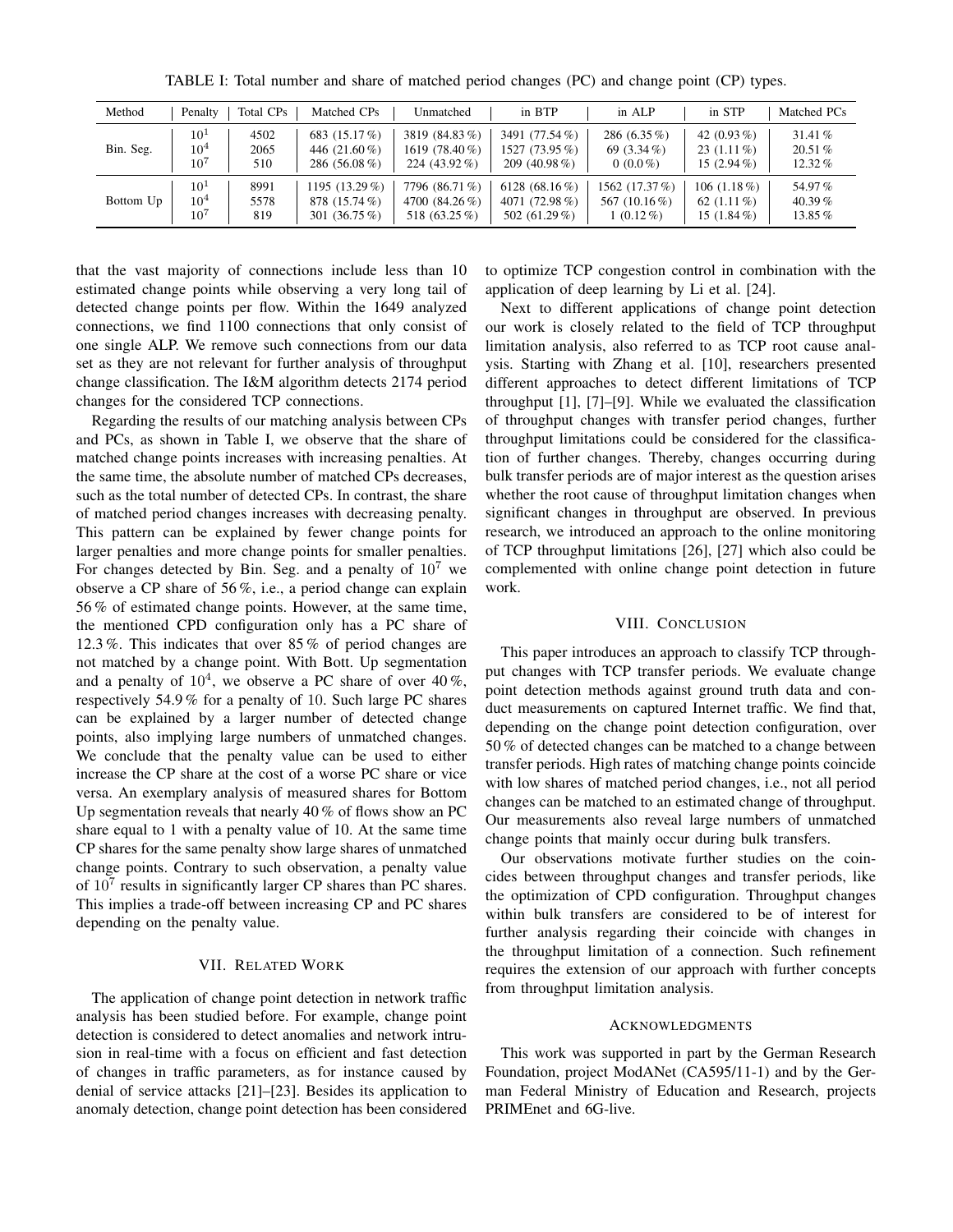TABLE I: Total number and share of matched period changes (PC) and change point (CP) types.

| Method | Penalty | Total CPs | Matched CPs | Unmatched | in BTP | in ALP | in STP | Matched PCs |
|---|---|---|---|---|---|---|---|---|
| Bin. Seg. | $10^1$ | 4502 | 683 (15.17 %) | 3819 (84.83 %) | 3491 (77.54 %) | 286 (6.35 %) | 42 (0.93 %) | 31.41 % |
| | $10^4$ | 2065 | 446 (21.60 %) | 1619 (78.40 %) | 1527 (73.95 %) | 69 (3.34 %) | 23 (1.11 %) | 20.51 % |
| | $10^7$ | 510 | 286 (56.08 %) | 224 (43.92 %) | 209 (40.98 %) | 0 (0.0 %) | 15 (2.94 %) | 12.32 % |
| Bottom Up | $10^1$ | 8991 | 1195 (13.29 %) | 7796 (86.71 %) | 6128 (68.16 %) | 1562 (17.37 %) | 106 (1.18 %) | 54.97 % |
| | $10^4$ | 5578 | 878 (15.74 %) | 4700 (84.26 %) | 4071 (72.98 %) | 567 (10.16 %) | 62 (1.11 %) | 40.39 % |
| | $10^7$ | 819 | 301 (36.75 %) | 518 (63.25 %) | 502 (61.29 %) | 1 (0.12 %) | 15 (1.84 %) | 13.85 % |

that the vast majority of connections include less than 10 estimated change points while observing a very long tail of detected change points per flow. Within the 1649 analyzed connections, we find 1100 connections that only consist of one single ALP. We remove such connections from our data set as they are not relevant for further analysis of throughput change classification. The I&M algorithm detects 2174 period changes for the considered TCP connections.

Regarding the results of our matching analysis between CPs and PCs, as shown in Table I, we observe that the share of matched change points increases with increasing penalties. At the same time, the absolute number of matched CPs decreases, such as the total number of detected CPs. In contrast, the share of matched period changes increases with decreasing penalty. This pattern can be explained by fewer change points for larger penalties and more change points for smaller penalties. For changes detected by Bin. Seg. and a penalty of $10^7$ we observe a CP share of 56 %, i.e., a period change can explain 56 % of estimated change points. However, at the same time, the mentioned CPD configuration only has a PC share of 12.3 %. This indicates that over 85 % of period changes are not matched by a change point. With Bott. Up segmentation and a penalty of $10^4$, we observe a PC share of over 40 %, respectively 54.9 % for a penalty of 10. Such large PC shares can be explained by a larger number of detected change points, also implying large numbers of unmatched changes. We conclude that the penalty value can be used to either increase the CP share at the cost of a worse PC share or vice versa. An exemplary analysis of measured shares for Bottom Up segmentation reveals that nearly 40 % of flows show an PC share equal to 1 with a penalty value of 10. At the same time CP shares for the same penalty show large shares of unmatched change points. Contrary to such observation, a penalty value of $10^7$ results in significantly larger CP shares than PC shares. This implies a trade-off between increasing CP and PC shares depending on the penalty value.

## VII. Related Work

The application of change point detection in network traffic analysis has been studied before. For example, change point detection is considered to detect anomalies and network intrusion in real-time with a focus on efficient and fast detection of changes in traffic parameters, as for instance caused by denial of service attacks [21]–[23]. Besides its application to anomaly detection, change point detection has been considered to optimize TCP congestion control in combination with the application of deep learning by Li et al. [24].

Next to different applications of change point detection our work is closely related to the field of TCP throughput limitation analysis, also referred to as TCP root cause analysis. Starting with Zhang et al. [10], researchers presented different approaches to detect different limitations of TCP throughput [1], [7]–[9]. While we evaluated the classification of throughput changes with transfer period changes, further throughput limitations could be considered for the classification of further changes. Thereby, changes occurring during bulk transfer periods are of major interest as the question arises whether the root cause of throughput limitation changes when significant changes in throughput are observed. In previous research, we introduced an approach to the online monitoring of TCP throughput limitations [26], [27] which also could be complemented with online change point detection in future work.

## VIII. Conclusion

This paper introduces an approach to classify TCP throughput changes with TCP transfer periods. We evaluate change point detection methods against ground truth data and conduct measurements on captured Internet traffic. We find that, depending on the change point detection configuration, over 50 % of detected changes can be matched to a change between transfer periods. High rates of matching change points coincide with low shares of matched period changes, i.e., not all period changes can be matched to an estimated change of throughput. Our measurements also reveal large numbers of unmatched change points that mainly occur during bulk transfers.

Our observations motivate further studies on the coincides between throughput changes and transfer periods, like the optimization of CPD configuration. Throughput changes within bulk transfers are considered to be of interest for further analysis regarding their coincide with changes in the throughput limitation of a connection. Such refinement requires the extension of our approach with further concepts from throughput limitation analysis.

## Acknowledgments

This work was supported in part by the German Research Foundation, project ModANet (CA595/11-1) and by the German Federal Ministry of Education and Research, projects PRIMEnet and 6G-live.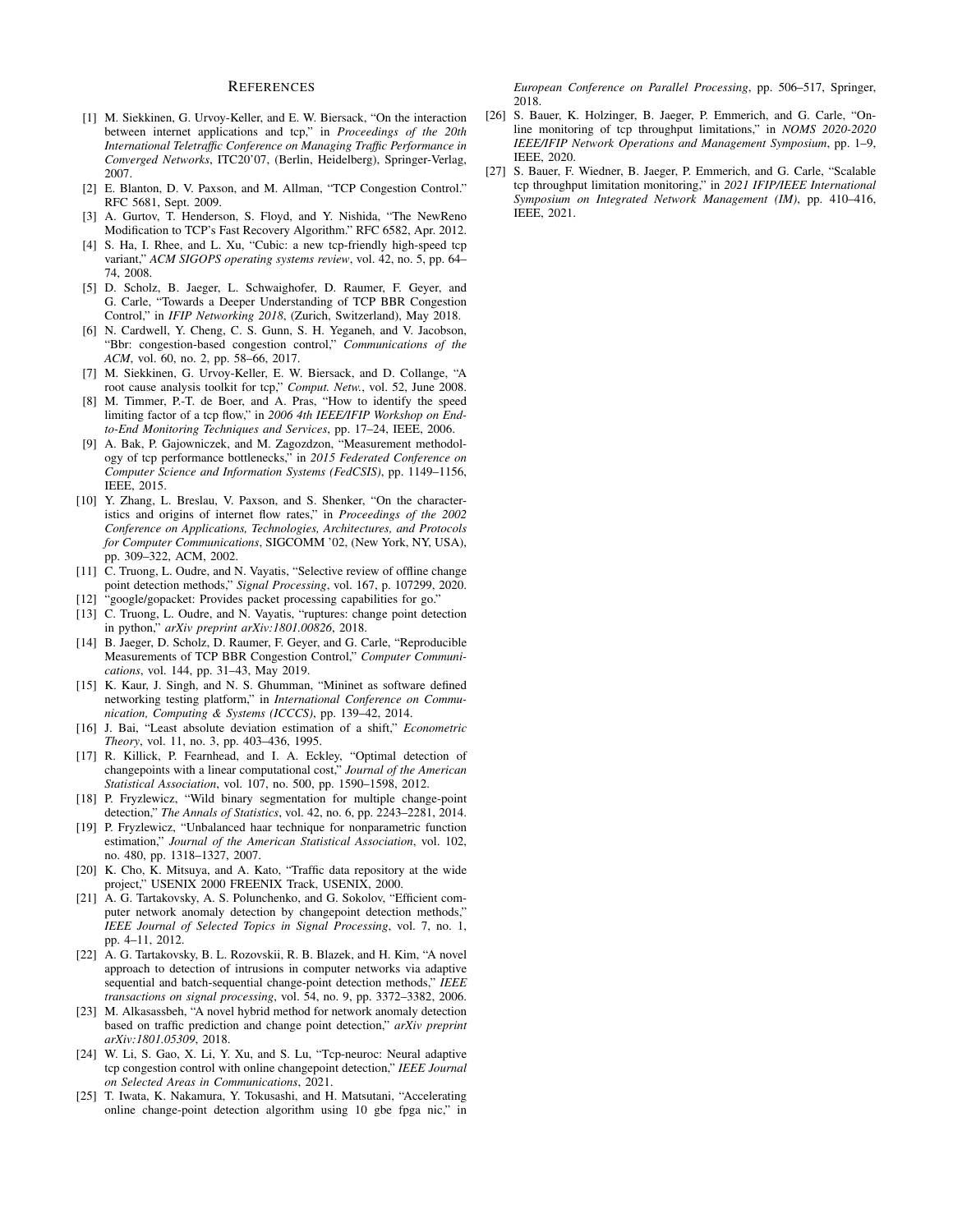# References

[1] M. Siekkinen, G. Urvoy-Keller, and E. W. Biersack, "On the interaction between internet applications and tcp," in *Proceedings of the 20th International Teletraffic Conference on Managing Traffic Performance in Converged Networks*, ITC20'07, (Berlin, Heidelberg), Springer-Verlag, 2007.

[2] E. Blanton, D. V. Paxson, and M. Allman, "TCP Congestion Control." RFC 5681, Sept. 2009.

[3] A. Gurtov, T. Henderson, S. Floyd, and Y. Nishida, "The NewReno Modification to TCP's Fast Recovery Algorithm." RFC 6582, Apr. 2012.

[4] S. Ha, I. Rhee, and L. Xu, "Cubic: a new tcp-friendly high-speed tcp variant," *ACM SIGOPS operating systems review*, vol. 42, no. 5, pp. 64–74, 2008.

[5] D. Scholz, B. Jaeger, L. Schwaighofer, D. Raumer, F. Geyer, and G. Carle, "Towards a Deeper Understanding of TCP BBR Congestion Control," in *IFIP Networking 2018*, (Zurich, Switzerland), May 2018.

[6] N. Cardwell, Y. Cheng, C. S. Gunn, S. H. Yeganeh, and V. Jacobson, "Bbr: congestion-based congestion control," *Communications of the ACM*, vol. 60, no. 2, pp. 58–66, 2017.

[7] M. Siekkinen, G. Urvoy-Keller, E. W. Biersack, and D. Collange, "A root cause analysis toolkit for tcp," *Comput. Netw.*, vol. 52, June 2008.

[8] M. Timmer, P.-T. de Boer, and A. Pras, "How to identify the speed limiting factor of a tcp flow," in *2006 4th IEEE/IFIP Workshop on End-to-End Monitoring Techniques and Services*, pp. 17–24, IEEE, 2006.

[9] A. Bak, P. Gajowniczek, and M. Zagozdzon, "Measurement methodology of tcp performance bottlenecks," in *2015 Federated Conference on Computer Science and Information Systems (FedCSIS)*, pp. 1149–1156, IEEE, 2015.

[10] Y. Zhang, L. Breslau, V. Paxson, and S. Shenker, "On the characteristics and origins of internet flow rates," in *Proceedings of the 2002 Conference on Applications, Technologies, Architectures, and Protocols for Computer Communications*, SIGCOMM '02, (New York, NY, USA), pp. 309–322, ACM, 2002.

[11] C. Truong, L. Oudre, and N. Vayatis, "Selective review of offline change point detection methods," *Signal Processing*, vol. 167, p. 107299, 2020.

[12] "google/gopacket: Provides packet processing capabilities for go."

[13] C. Truong, L. Oudre, and N. Vayatis, "ruptures: change point detection in python," *arXiv preprint arXiv:1801.00826*, 2018.

[14] B. Jaeger, D. Scholz, D. Raumer, F. Geyer, and G. Carle, "Reproducible Measurements of TCP BBR Congestion Control," *Computer Communications*, vol. 144, pp. 31–43, May 2019.

[15] K. Kaur, J. Singh, and N. S. Ghumman, "Mininet as software defined networking testing platform," in *International Conference on Communication, Computing & Systems (ICCCS)*, pp. 139–42, 2014.

[16] J. Bai, "Least absolute deviation estimation of a shift," *Econometric Theory*, vol. 11, no. 3, pp. 403–436, 1995.

[17] R. Killick, P. Fearnhead, and I. A. Eckley, "Optimal detection of changepoints with a linear computational cost," *Journal of the American Statistical Association*, vol. 107, no. 500, pp. 1590–1598, 2012.

[18] P. Fryzlewicz, "Wild binary segmentation for multiple change-point detection," *The Annals of Statistics*, vol. 42, no. 6, pp. 2243–2281, 2014.

[19] P. Fryzlewicz, "Unbalanced haar technique for nonparametric function estimation," *Journal of the American Statistical Association*, vol. 102, no. 480, pp. 1318–1327, 2007.

[20] K. Cho, K. Mitsuya, and A. Kato, "Traffic data repository at the wide project," USENIX 2000 FREENIX Track, USENIX, 2000.

[21] A. G. Tartakovsky, A. S. Polunchenko, and G. Sokolov, "Efficient computer network anomaly detection by changepoint detection methods," *IEEE Journal of Selected Topics in Signal Processing*, vol. 7, no. 1, pp. 4–11, 2012.

[22] A. G. Tartakovsky, B. L. Rozovskii, R. B. Blazek, and H. Kim, "A novel approach to detection of intrusions in computer networks via adaptive sequential and batch-sequential change-point detection methods," *IEEE transactions on signal processing*, vol. 54, no. 9, pp. 3372–3382, 2006.

[23] M. Alkasassbeh, "A novel hybrid method for network anomaly detection based on traffic prediction and change point detection," *arXiv preprint arXiv:1801.05309*, 2018.

[24] W. Li, S. Gao, X. Li, Y. Xu, and S. Lu, "Tcp-neuroc: Neural adaptive tcp congestion control with online changepoint detection," *IEEE Journal on Selected Areas in Communications*, 2021.

[25] T. Iwata, K. Nakamura, Y. Tokusashi, and H. Matsutani, "Accelerating online change-point detection algorithm using 10 gbe fpga nic," in *European Conference on Parallel Processing*, pp. 506–517, Springer, 2018.

[26] S. Bauer, K. Holzinger, B. Jaeger, P. Emmerich, and G. Carle, "Online monitoring of tcp throughput limitations," in *NOMS 2020-2020 IEEE/IFIP Network Operations and Management Symposium*, pp. 1–9, IEEE, 2020.

[27] S. Bauer, F. Wiedner, B. Jaeger, P. Emmerich, and G. Carle, "Scalable tcp throughput limitation monitoring," in *2021 IFIP/IEEE International Symposium on Integrated Network Management (IM)*, pp. 410–416, IEEE, 2021.